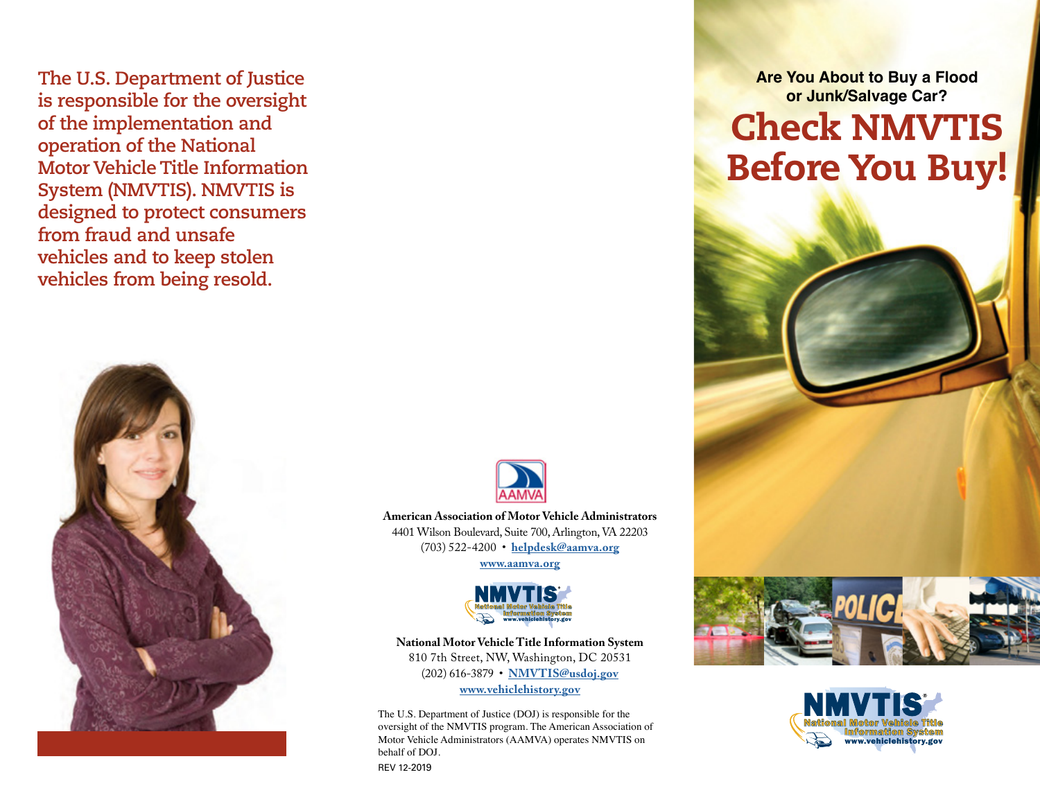The U.S. Department of Justice is responsible for the oversight of the implementation and operation of the National Motor Vehicle Title Information System (NMVTIS). NMVTIS is designed to protect consumers from fraud and unsafe vehicles and to keep stolen vehicles from being resold.

**American Association of Motor Vehicle Administrators**
4401 Wilson Boulevard, Suite 700, Arlington, VA 22203
(703) 522-4200 • helpdesk@aamva.org
www.aamva.org

**National Motor Vehicle Title Information System**
810 7th Street, NW, Washington, DC 20531
(202) 616-3879 • NMVTIS@usdoj.gov
www.vehiclehistory.gov

The U.S. Department of Justice (DOJ) is responsible for the oversight of the NMVTIS program. The American Association of Motor Vehicle Administrators (AAMVA) operates NMVTIS on behalf of DOJ.

REV 12-2019

**Are You About to Buy a Flood or Junk/Salvage Car?**

# Check NMVTIS Before You Buy!

NMVTIS®
National Motor Vehicle Title Information System
www.vehiclehistory.gov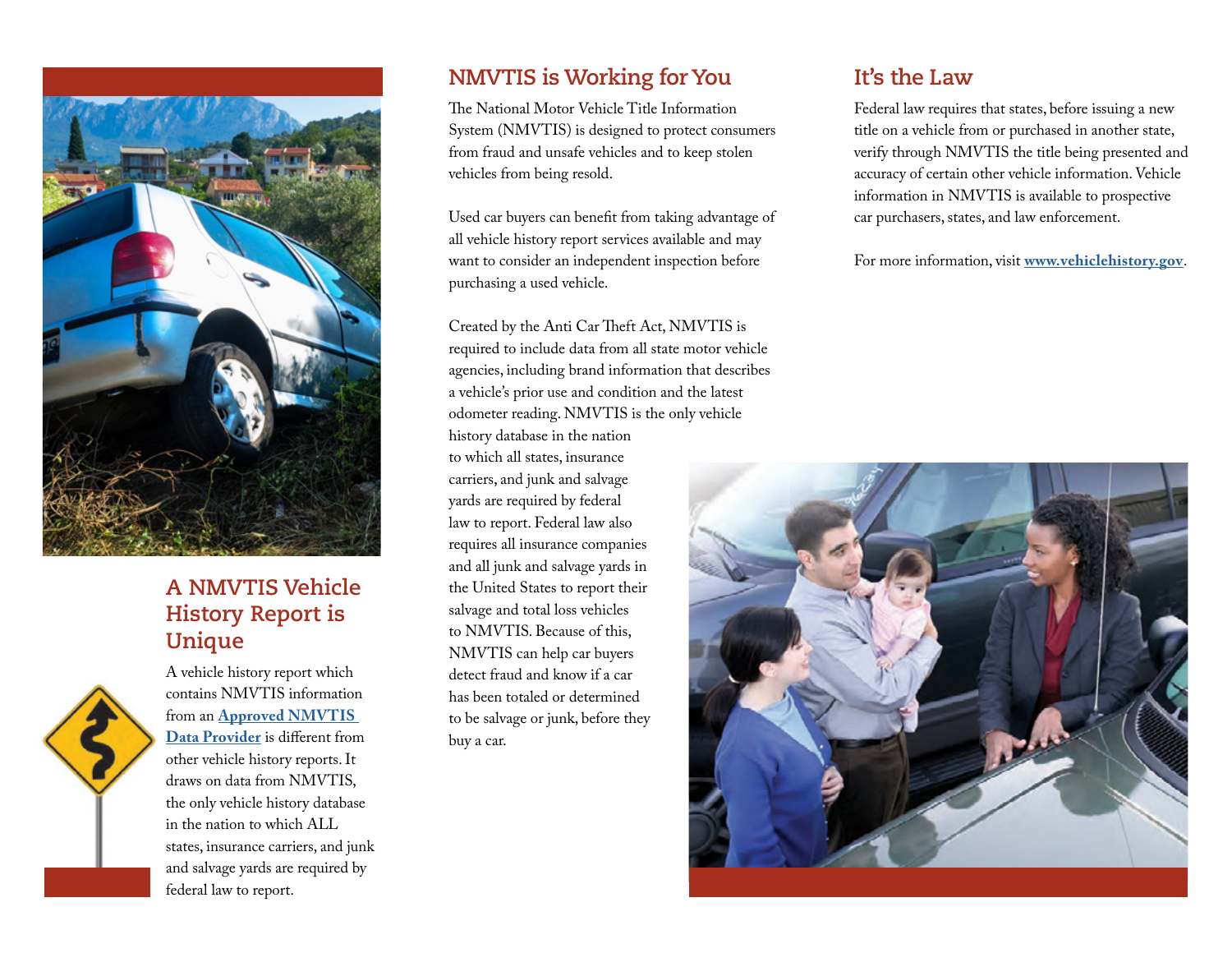## A NMVTIS Vehicle History Report is Unique

A vehicle history report which contains NMVTIS information from an **Approved NMVTIS Data Provider** is different from other vehicle history reports. It draws on data from NMVTIS, the only vehicle history database in the nation to which ALL states, insurance carriers, and junk and salvage yards are required by federal law to report.

## NMVTIS is Working for You

The National Motor Vehicle Title Information System (NMVTIS) is designed to protect consumers from fraud and unsafe vehicles and to keep stolen vehicles from being resold.

Used car buyers can benefit from taking advantage of all vehicle history report services available and may want to consider an independent inspection before purchasing a used vehicle.

Created by the Anti Car Theft Act, NMVTIS is required to include data from all state motor vehicle agencies, including brand information that describes a vehicle's prior use and condition and the latest odometer reading. NMVTIS is the only vehicle history database in the nation to which all states, insurance carriers, and junk and salvage yards are required by federal law to report. Federal law also requires all insurance companies and all junk and salvage yards in the United States to report their salvage and total loss vehicles to NMVTIS. Because of this, NMVTIS can help car buyers detect fraud and know if a car has been totaled or determined to be salvage or junk, before they buy a car.

## It's the Law

Federal law requires that states, before issuing a new title on a vehicle from or purchased in another state, verify through NMVTIS the title being presented and accuracy of certain other vehicle information. Vehicle information in NMVTIS is available to prospective car purchasers, states, and law enforcement.

For more information, visit **www.vehiclehistory.gov**.